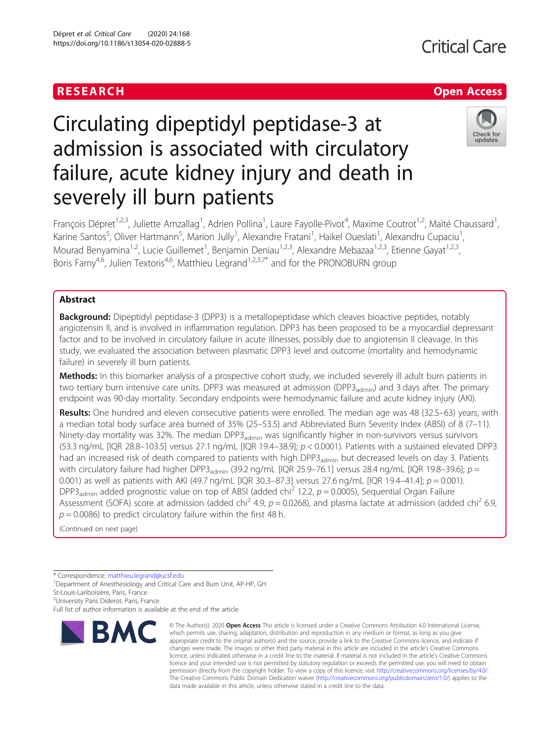RESEARCH | Open Access

# Circulating dipeptidyl peptidase-3 at admission is associated with circulatory failure, acute kidney injury and death in severely ill burn patients

François Dépret[1,2,3], Juliette Amzallag[1], Adrien Pollina[1], Laure Fayolle-Pivot[4], Maxime Coutrot[1,2], Maïté Chaussard[1], Karine Santos[5], Oliver Hartmann[5], Marion Jully[1], Alexandre Fratani[1], Haikel Oueslati[1], Alexandru Cupaciu[1], Mourad Benyamina[1,2], Lucie Guillemet[1], Benjamin Deniau[1,2,3], Alexandre Mebazaa[1,2,3], Etienne Gayat[1,2,3], Boris Farny[4,6], Julien Textoris[4,6], Matthieu Legrand[1,2,3,7*] and for the PRONOBURN group

## Abstract

**Background:** Dipeptidyl peptidase-3 (DPP3) is a metallopeptidase which cleaves bioactive peptides, notably angiotensin II, and is involved in inflammation regulation. DPP3 has been proposed to be a myocardial depressant factor and to be involved in circulatory failure in acute illnesses, possibly due to angiotensin II cleavage. In this study, we evaluated the association between plasmatic DPP3 level and outcome (mortality and hemodynamic failure) in severely ill burn patients.

**Methods:** In this biomarker analysis of a prospective cohort study, we included severely ill adult burn patients in two tertiary burn intensive care units. DPP3 was measured at admission ($DPP3_{admin}$) and 3 days after. The primary endpoint was 90-day mortality. Secondary endpoints were hemodynamic failure and acute kidney injury (AKI).

**Results:** One hundred and eleven consecutive patients were enrolled. The median age was 48 (32.5–63) years, with a median total body surface area burned of 35% (25–53.5) and Abbreviated Burn Severity Index (ABSI) of 8 (7–11). Ninety-day mortality was 32%. The median $DPP3_{admin}$ was significantly higher in non-survivors versus survivors (53.3 ng/mL [IQR 28.8–103.5] versus 27.1 ng/mL [IQR 19.4–38.9]; $p < 0.0001$). Patients with a sustained elevated DPP3 had an increased risk of death compared to patients with high $DPP3_{admin}$ but decreased levels on day 3. Patients with circulatory failure had higher $DPP3_{admin}$ (39.2 ng/mL [IQR 25.9–76.1] versus 28.4 ng/mL [IQR 19.8–39.6]; $p = 0.001$) as well as patients with AKI (49.7 ng/mL [IQR 30.3–87.3] versus 27.6 ng/mL [IQR 19.4–41.4]; $p = 0.001$). $DPP3_{admin}$ added prognostic value on top of ABSI (added chi$^2$ 12.2, $p = 0.0005$), Sequential Organ Failure Assessment (SOFA) score at admission (added chi$^2$ 4.9, $p = 0.0268$), and plasma lactate at admission (added chi$^2$ 6.9, $p = 0.0086$) to predict circulatory failure within the first 48 h.

(Continued on next page)

* Correspondence: matthieu.legrand@ucsf.edu
[1]Department of Anesthesiology and Critical Care and Burn Unit, AP-HP, GH St-Louis-Lariboisière, Paris, France
[2]University Paris Diderot, Paris, France
Full list of author information is available at the end of the article

© The Author(s). 2020 **Open Access** This article is licensed under a Creative Commons Attribution 4.0 International License, which permits use, sharing, adaptation, distribution and reproduction in any medium or format, as long as you give appropriate credit to the original author(s) and the source, provide a link to the Creative Commons licence, and indicate if changes were made. The images or other third party material in this article are included in the article's Creative Commons licence, unless indicated otherwise in a credit line to the material. If material is not included in the article's Creative Commons licence and your intended use is not permitted by statutory regulation or exceeds the permitted use, you will need to obtain permission directly from the copyright holder. To view a copy of this licence, visit http://creativecommons.org/licenses/by/4.0/. The Creative Commons Public Domain Dedication waiver (http://creativecommons.org/publicdomain/zero/1.0/) applies to the data made available in this article, unless otherwise stated in a credit line to the data.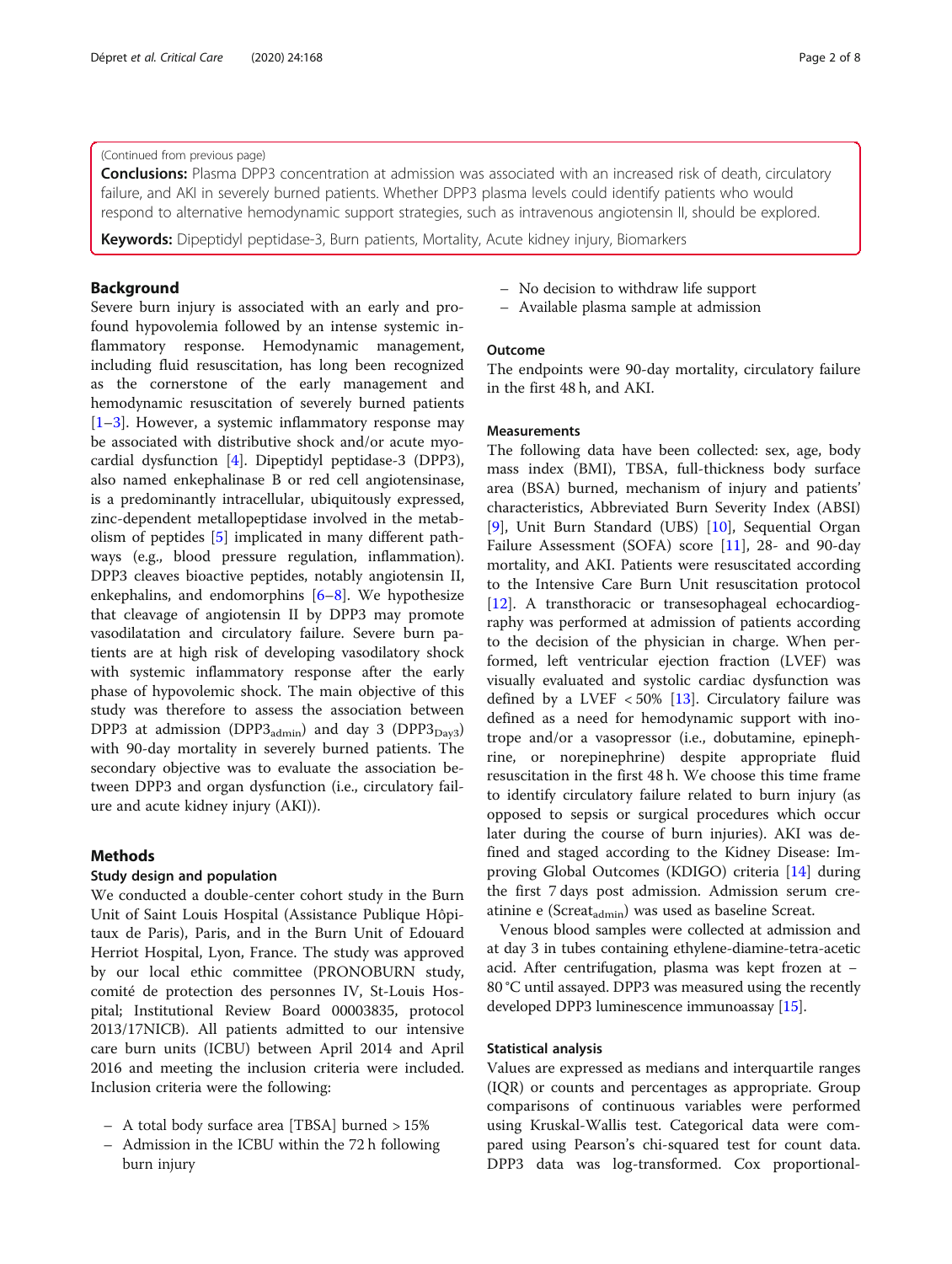(Continued from previous page)

**Conclusions:** Plasma DPP3 concentration at admission was associated with an increased risk of death, circulatory failure, and AKI in severely burned patients. Whether DPP3 plasma levels could identify patients who would respond to alternative hemodynamic support strategies, such as intravenous angiotensin II, should be explored.

**Keywords:** Dipeptidyl peptidase-3, Burn patients, Mortality, Acute kidney injury, Biomarkers

## Background

Severe burn injury is associated with an early and profound hypovolemia followed by an intense systemic inflammatory response. Hemodynamic management, including fluid resuscitation, has long been recognized as the cornerstone of the early management and hemodynamic resuscitation of severely burned patients [1–3]. However, a systemic inflammatory response may be associated with distributive shock and/or acute myocardial dysfunction [4]. Dipeptidyl peptidase-3 (DPP3), also named enkephalinase B or red cell angiotensinase, is a predominantly intracellular, ubiquitously expressed, zinc-dependent metallopeptidase involved in the metabolism of peptides [5] implicated in many different pathways (e.g., blood pressure regulation, inflammation). DPP3 cleaves bioactive peptides, notably angiotensin II, enkephalins, and endomorphins [6–8]. We hypothesize that cleavage of angiotensin II by DPP3 may promote vasodilatation and circulatory failure. Severe burn patients are at high risk of developing vasodilatory shock with systemic inflammatory response after the early phase of hypovolemic shock. The main objective of this study was therefore to assess the association between DPP3 at admission ($DPP3_{admin}$) and day 3 ($DPP3_{Day3}$) with 90-day mortality in severely burned patients. The secondary objective was to evaluate the association between DPP3 and organ dysfunction (i.e., circulatory failure and acute kidney injury (AKI)).

## Methods

### Study design and population

We conducted a double-center cohort study in the Burn Unit of Saint Louis Hospital (Assistance Publique Hôpitaux de Paris), Paris, and in the Burn Unit of Edouard Herriot Hospital, Lyon, France. The study was approved by our local ethic committee (PRONOBURN study, comité de protection des personnes IV, St-Louis Hospital; Institutional Review Board 00003835, protocol 2013/17NICB). All patients admitted to our intensive care burn units (ICBU) between April 2014 and April 2016 and meeting the inclusion criteria were included. Inclusion criteria were the following:

- A total body surface area [TBSA] burned > 15%
- Admission in the ICBU within the 72 h following burn injury
- No decision to withdraw life support
- Available plasma sample at admission

### Outcome

The endpoints were 90-day mortality, circulatory failure in the first 48 h, and AKI.

### Measurements

The following data have been collected: sex, age, body mass index (BMI), TBSA, full-thickness body surface area (BSA) burned, mechanism of injury and patients' characteristics, Abbreviated Burn Severity Index (ABSI) [9], Unit Burn Standard (UBS) [10], Sequential Organ Failure Assessment (SOFA) score [11], 28- and 90-day mortality, and AKI. Patients were resuscitated according to the Intensive Care Burn Unit resuscitation protocol [12]. A transthoracic or transesophageal echocardiography was performed at admission of patients according to the decision of the physician in charge. When performed, left ventricular ejection fraction (LVEF) was visually evaluated and systolic cardiac dysfunction was defined by a LVEF < 50% [13]. Circulatory failure was defined as a need for hemodynamic support with inotrope and/or a vasopressor (i.e., dobutamine, epinephrine, or norepinephrine) despite appropriate fluid resuscitation in the first 48 h. We choose this time frame to identify circulatory failure related to burn injury (as opposed to sepsis or surgical procedures which occur later during the course of burn injuries). AKI was defined and staged according to the Kidney Disease: Improving Global Outcomes (KDIGO) criteria [14] during the first 7 days post admission. Admission serum creatinine e ($Screat_{admin}$) was used as baseline Screat.

Venous blood samples were collected at admission and at day 3 in tubes containing ethylene-diamine-tetra-acetic acid. After centrifugation, plasma was kept frozen at − 80 °C until assayed. DPP3 was measured using the recently developed DPP3 luminescence immunoassay [15].

### Statistical analysis

Values are expressed as medians and interquartile ranges (IQR) or counts and percentages as appropriate. Group comparisons of continuous variables were performed using Kruskal-Wallis test. Categorical data were compared using Pearson's chi-squared test for count data. DPP3 data was log-transformed. Cox proportional-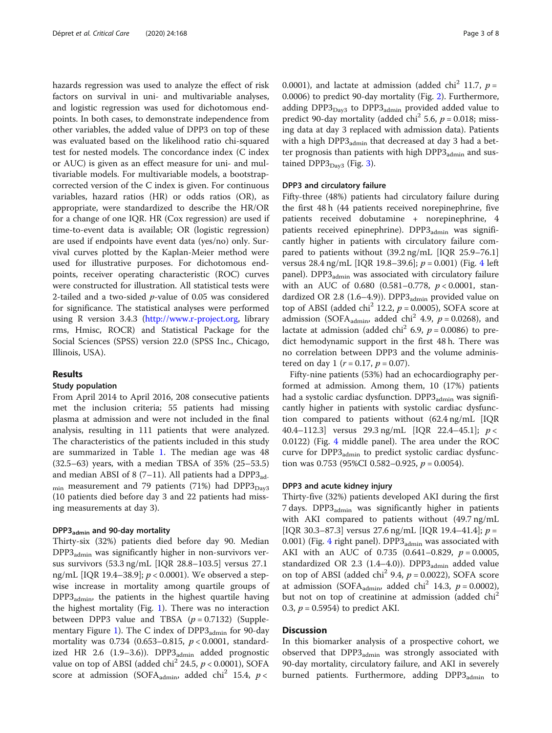hazards regression was used to analyze the effect of risk factors on survival in uni- and multivariable analyses, and logistic regression was used for dichotomous endpoints. In both cases, to demonstrate independence from other variables, the added value of DPP3 on top of these was evaluated based on the likelihood ratio chi-squared test for nested models. The concordance index (C index or AUC) is given as an effect measure for uni- and multivariable models. For multivariable models, a bootstrap-corrected version of the C index is given. For continuous variables, hazard ratios (HR) or odds ratios (OR), as appropriate, were standardized to describe the HR/OR for a change of one IQR. HR (Cox regression) are used if time-to-event data is available; OR (logistic regression) are used if endpoints have event data (yes/no) only. Survival curves plotted by the Kaplan-Meier method were used for illustrative purposes. For dichotomous endpoints, receiver operating characteristic (ROC) curves were constructed for illustration. All statistical tests were 2-tailed and a two-sided *p*-value of 0.05 was considered for significance. The statistical analyses were performed using R version 3.4.3 (http://www.r-project.org, library rms, Hmisc, ROCR) and Statistical Package for the Social Sciences (SPSS) version 22.0 (SPSS Inc., Chicago, Illinois, USA).

## Results

### Study population

From April 2014 to April 2016, 208 consecutive patients met the inclusion criteria; 55 patients had missing plasma at admission and were not included in the final analysis, resulting in 111 patients that were analyzed. The characteristics of the patients included in this study are summarized in Table 1. The median age was 48 (32.5–63) years, with a median TBSA of 35% (25–53.5) and median ABSI of 8 (7–11). All patients had a $DPP3_{admin}$ measurement and 79 patients (71%) had $DPP3_{Day3}$ (10 patients died before day 3 and 22 patients had missing measurements at day 3).

### $DPP3_{admin}$ and 90-day mortality

Thirty-six (32%) patients died before day 90. Median $DPP3_{admin}$ was significantly higher in non-survivors versus survivors (53.3 ng/mL [IQR 28.8–103.5] versus 27.1 ng/mL [IQR 19.4–38.9]; $p < 0.0001$). We observed a stepwise increase in mortality among quartile groups of $DPP3_{admin}$, the patients in the highest quartile having the highest mortality (Fig. 1). There was no interaction between DPP3 value and TBSA ($p = 0.7132$) (Supplementary Figure 1). The C index of $DPP3_{admin}$ for 90-day mortality was 0.734 (0.653–0.815, $p < 0.0001$, standardized HR 2.6 (1.9–3.6)). $DPP3_{admin}$ added prognostic value on top of ABSI (added $chi^2$ 24.5, $p < 0.0001$), SOFA score at admission ($SOFA_{admin}$, added $chi^2$ 15.4, $p <$ 0.0001), and lactate at admission (added $chi^2$ 11.7, $p =$ 0.0006) to predict 90-day mortality (Fig. 2). Furthermore, adding $DPP3_{Day3}$ to $DPP3_{admin}$ provided added value to predict 90-day mortality (added $chi^2$ 5.6, $p = 0.018$; missing data at day 3 replaced with admission data). Patients with a high $DPP3_{admin}$ that decreased at day 3 had a better prognosis than patients with high $DPP3_{admin}$ and sustained $DPP3_{Day3}$ (Fig. 3).

### DPP3 and circulatory failure

Fifty-three (48%) patients had circulatory failure during the first 48 h (44 patients received norepinephrine, five patients received dobutamine + norepinephrine, 4 patients received epinephrine). $DPP3_{admin}$ was significantly higher in patients with circulatory failure compared to patients without (39.2 ng/mL [IQR 25.9–76.1] versus 28.4 ng/mL [IQR 19.8–39.6]; $p = 0.001$) (Fig. 4 left panel). $DPP3_{admin}$ was associated with circulatory failure with an AUC of 0.680 (0.581–0.778, $p < 0.0001$, standardized OR 2.8 (1.6–4.9)). $DPP3_{admin}$ provided value on top of ABSI (added $chi^2$ 12.2, $p = 0.0005$), SOFA score at admission ($SOFA_{admin}$, added $chi^2$ 4.9, $p = 0.0268$), and lactate at admission (added $chi^2$ 6.9, $p = 0.0086$) to predict hemodynamic support in the first 48 h. There was no correlation between DPP3 and the volume administered on day 1 ($r = 0.17$, $p = 0.07$).

Fifty-nine patients (53%) had an echocardiography performed at admission. Among them, 10 (17%) patients had a systolic cardiac dysfunction. $DPP3_{admin}$ was significantly higher in patients with systolic cardiac dysfunction compared to patients without (62.4 ng/mL [IQR 40.4–112.3] versus 29.3 ng/mL [IQR 22.4–45.1]; $p <$ 0.0122) (Fig. 4 middle panel). The area under the ROC curve for $DPP3_{admin}$ to predict systolic cardiac dysfunction was 0.753 (95%CI 0.582–0.925, $p = 0.0054$).

### DPP3 and acute kidney injury

Thirty-five (32%) patients developed AKI during the first 7 days. $DPP3_{admin}$ was significantly higher in patients with AKI compared to patients without (49.7 ng/mL [IQR 30.3–87.3] versus 27.6 ng/mL [IQR 19.4–41.4]; $p =$ 0.001) (Fig. 4 right panel). $DPP3_{admin}$ was associated with AKI with an AUC of 0.735 (0.641–0.829, $p = 0.0005$, standardized OR 2.3 (1.4–4.0)). $DPP3_{admin}$ added value on top of ABSI (added $chi^2$ 9.4, $p = 0.0022$), SOFA score at admission ($SOFA_{admin}$, added $chi^2$ 14.3, $p = 0.0002$), but not on top of creatinine at admission (added $chi^2$ 0.3, $p = 0.5954$) to predict AKI.

## Discussion

In this biomarker analysis of a prospective cohort, we observed that $DPP3_{admin}$ was strongly associated with 90-day mortality, circulatory failure, and AKI in severely burned patients. Furthermore, adding $DPP3_{admin}$ to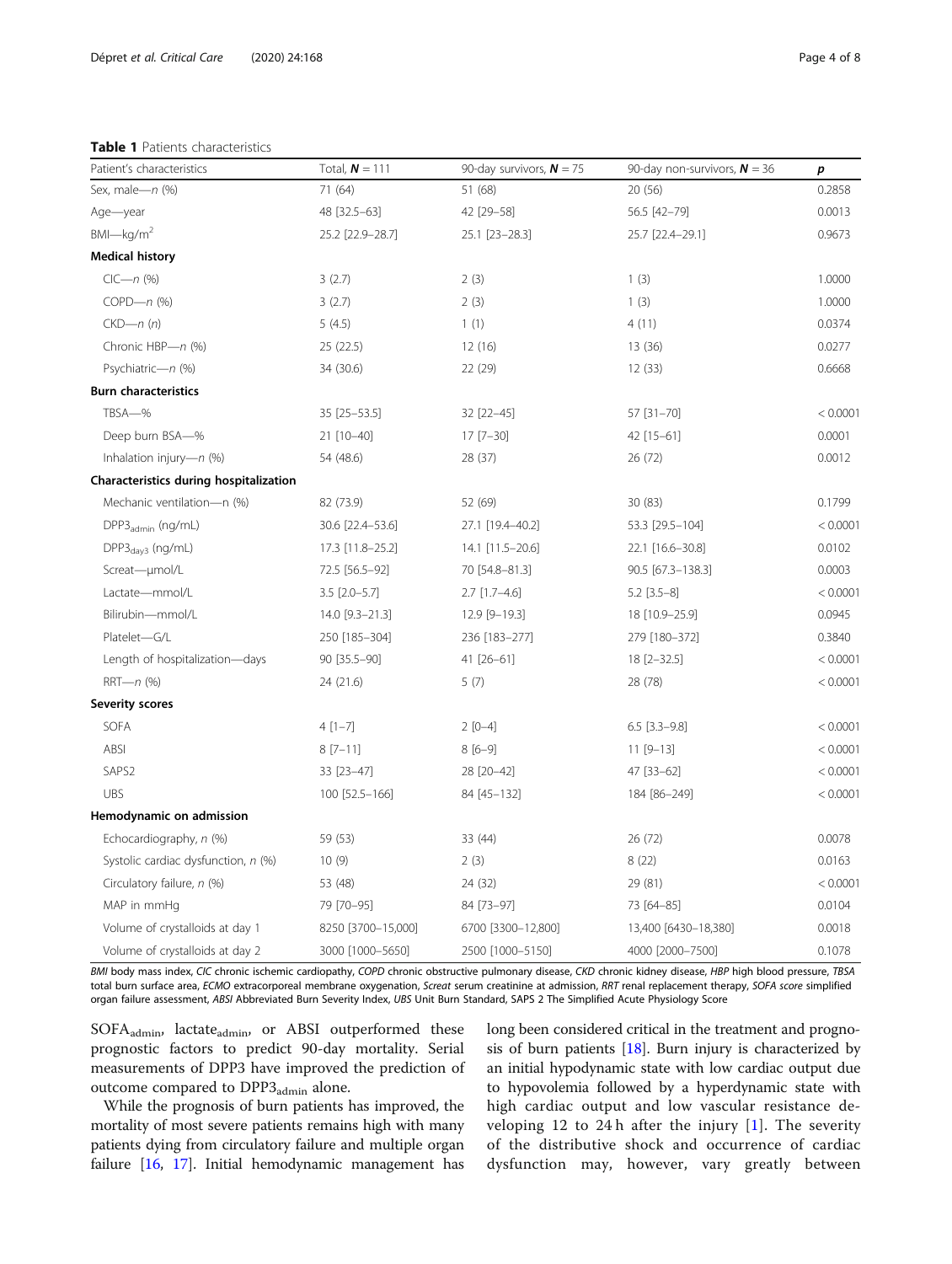**Table 1** Patients characteristics

| Patient's characteristics | Total, **N** = 111 | 90-day survivors, **N** = 75 | 90-day non-survivors, **N** = 36 | **p** |
|---|---|---|---|---|
| Sex, male—*n* (%) | 71 (64) | 51 (68) | 20 (56) | 0.2858 |
| Age—year | 48 [32.5–63] | 42 [29–58] | 56.5 [42–79] | 0.0013 |
| BMI—kg/m$^2$ | 25.2 [22.9–28.7] | 25.1 [23–28.3] | 25.7 [22.4–29.1] | 0.9673 |
| **Medical history** | | | | |
| CIC—*n* (%) | 3 (2.7) | 2 (3) | 1 (3) | 1.0000 |
| COPD—*n* (%) | 3 (2.7) | 2 (3) | 1 (3) | 1.0000 |
| CKD—*n* (*n*) | 5 (4.5) | 1 (1) | 4 (11) | 0.0374 |
| Chronic HBP—*n* (%) | 25 (22.5) | 12 (16) | 13 (36) | 0.0277 |
| Psychiatric—*n* (%) | 34 (30.6) | 22 (29) | 12 (33) | 0.6668 |
| **Burn characteristics** | | | | |
| TBSA—% | 35 [25–53.5] | 32 [22–45] | 57 [31–70] | < 0.0001 |
| Deep burn BSA—% | 21 [10–40] | 17 [7–30] | 42 [15–61] | 0.0001 |
| Inhalation injury—*n* (%) | 54 (48.6) | 28 (37) | 26 (72) | 0.0012 |
| **Characteristics during hospitalization** | | | | |
| Mechanic ventilation—n (%) | 82 (73.9) | 52 (69) | 30 (83) | 0.1799 |
| $DPP3_{admin}$ (ng/mL) | 30.6 [22.4–53.6] | 27.1 [19.4–40.2] | 53.3 [29.5–104] | < 0.0001 |
| $DPP3_{day3}$ (ng/mL) | 17.3 [11.8–25.2] | 14.1 [11.5–20.6] | 22.1 [16.6–30.8] | 0.0102 |
| Screat—μmol/L | 72.5 [56.5–92] | 70 [54.8–81.3] | 90.5 [67.3–138.3] | 0.0003 |
| Lactate—mmol/L | 3.5 [2.0–5.7] | 2.7 [1.7–4.6] | 5.2 [3.5–8] | < 0.0001 |
| Bilirubin—mmol/L | 14.0 [9.3–21.3] | 12.9 [9–19.3] | 18 [10.9–25.9] | 0.0945 |
| Platelet—G/L | 250 [185–304] | 236 [183–277] | 279 [180–372] | 0.3840 |
| Length of hospitalization—days | 90 [35.5–90] | 41 [26–61] | 18 [2–32.5] | < 0.0001 |
| RRT—*n* (%) | 24 (21.6) | 5 (7) | 28 (78) | < 0.0001 |
| **Severity scores** | | | | |
| SOFA | 4 [1–7] | 2 [0–4] | 6.5 [3.3–9.8] | < 0.0001 |
| ABSI | 8 [7–11] | 8 [6–9] | 11 [9–13] | < 0.0001 |
| SAPS2 | 33 [23–47] | 28 [20–42] | 47 [33–62] | < 0.0001 |
| UBS | 100 [52.5–166] | 84 [45–132] | 184 [86–249] | < 0.0001 |
| **Hemodynamic on admission** | | | | |
| Echocardiography, *n* (%) | 59 (53) | 33 (44) | 26 (72) | 0.0078 |
| Systolic cardiac dysfunction, *n* (%) | 10 (9) | 2 (3) | 8 (22) | 0.0163 |
| Circulatory failure, *n* (%) | 53 (48) | 24 (32) | 29 (81) | < 0.0001 |
| MAP in mmHg | 79 [70–95] | 84 [73–97] | 73 [64–85] | 0.0104 |
| Volume of crystalloids at day 1 | 8250 [3700–15,000] | 6700 [3300–12,800] | 13,400 [6430–18,380] | 0.0018 |
| Volume of crystalloids at day 2 | 3000 [1000–5650] | 2500 [1000–5150] | 4000 [2000–7500] | 0.1078 |

*BMI* body mass index, *CIC* chronic ischemic cardiopathy, *COPD* chronic obstructive pulmonary disease, *CKD* chronic kidney disease, *HBP* high blood pressure, *TBSA* total burn surface area, *ECMO* extracorporeal membrane oxygenation, *Screat* serum creatinine at admission, *RRT* renal replacement therapy, *SOFA score* simplified organ failure assessment, *ABSI* Abbreviated Burn Severity Index, *UBS* Unit Burn Standard, SAPS 2 The Simplified Acute Physiology Score

$SOFA_{admin}$, $lactate_{admin}$, or ABSI outperformed these prognostic factors to predict 90-day mortality. Serial measurements of DPP3 have improved the prediction of outcome compared to $DPP3_{admin}$ alone.

While the prognosis of burn patients has improved, the mortality of most severe patients remains high with many patients dying from circulatory failure and multiple organ failure [16, 17]. Initial hemodynamic management has long been considered critical in the treatment and prognosis of burn patients [18]. Burn injury is characterized by an initial hypodynamic state with low cardiac output due to hypovolemia followed by a hyperdynamic state with high cardiac output and low vascular resistance developing 12 to 24 h after the injury [1]. The severity of the distributive shock and occurrence of cardiac dysfunction may, however, vary greatly between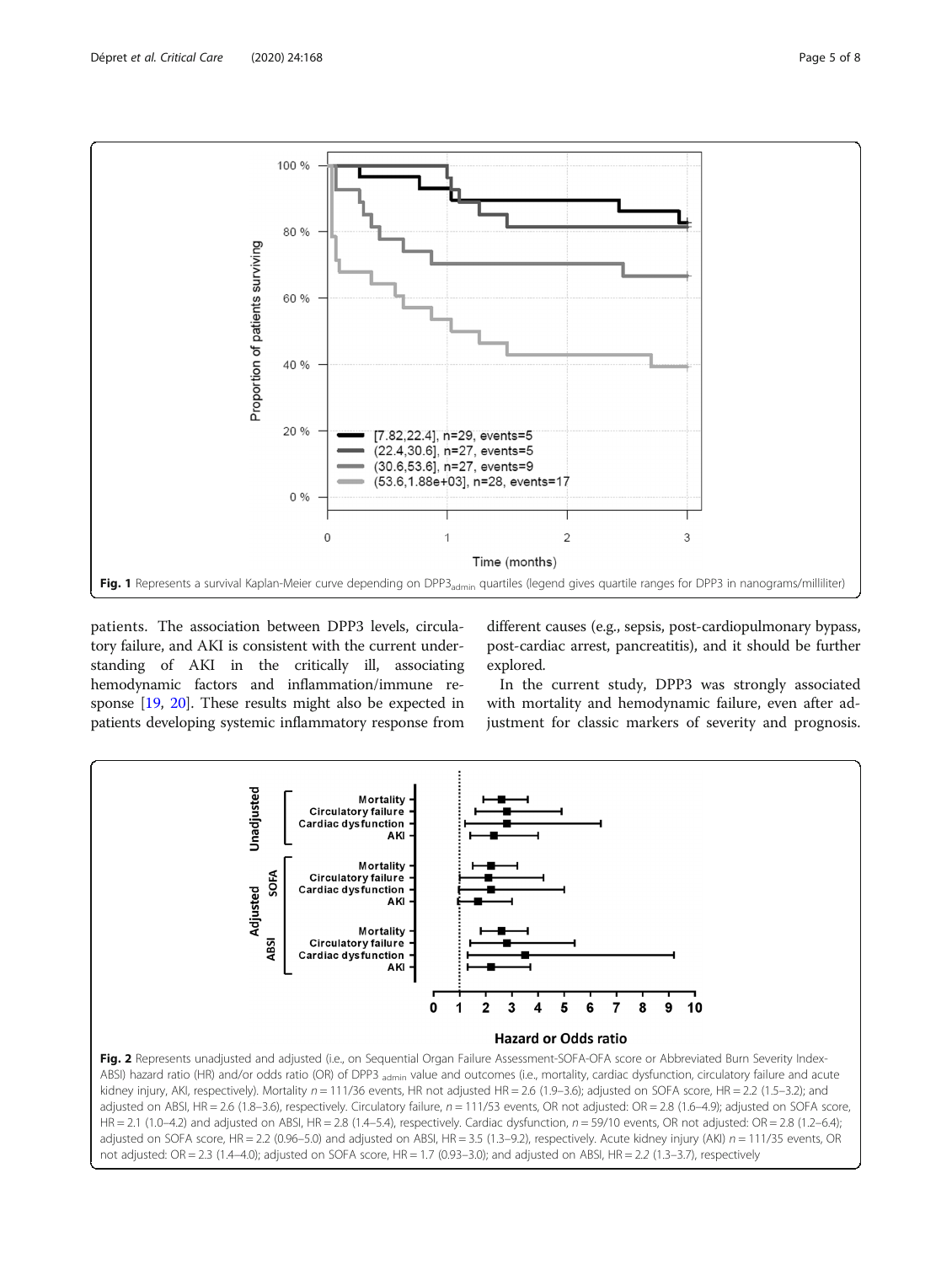Fig. 1 Represents a survival Kaplan-Meier curve depending on $DPP3_{admin}$ quartiles (legend gives quartile ranges for DPP3 in nanograms/milliliter)

patients. The association between DPP3 levels, circulatory failure, and AKI is consistent with the current understanding of AKI in the critically ill, associating hemodynamic factors and inflammation/immune response [19, 20]. These results might also be expected in patients developing systemic inflammatory response from different causes (e.g., sepsis, post-cardiopulmonary bypass, post-cardiac arrest, pancreatitis), and it should be further explored.

In the current study, DPP3 was strongly associated with mortality and hemodynamic failure, even after adjustment for classic markers of severity and prognosis.

Fig. 2 Represents unadjusted and adjusted (i.e., on Sequential Organ Failure Assessment-SOFA-OFA score or Abbreviated Burn Severity Index-ABSI) hazard ratio (HR) and/or odds ratio (OR) of $DPP3_{admin}$ value and outcomes (i.e., mortality, cardiac dysfunction, circulatory failure and acute kidney injury, AKI, respectively). Mortality *n* = 111/36 events, HR not adjusted HR = 2.6 (1.9–3.6); adjusted on SOFA score, HR = 2.2 (1.5–3.2); and adjusted on ABSI, HR = 2.6 (1.8–3.6), respectively. Circulatory failure, *n* = 111/53 events, OR not adjusted: OR = 2.8 (1.6–4.9); adjusted on SOFA score, HR = 2.1 (1.0–4.2) and adjusted on ABSI, HR = 2.8 (1.4–5.4), respectively. Cardiac dysfunction, *n* = 59/10 events, OR not adjusted: OR = 2.8 (1.2–6.4); adjusted on SOFA score, HR = 2.2 (0.96–5.0) and adjusted on ABSI, HR = 3.5 (1.3–9.2), respectively. Acute kidney injury (AKI) *n* = 111/35 events, OR not adjusted: OR = 2.3 (1.4–4.0); adjusted on SOFA score, HR = 1.7 (0.93–3.0); and adjusted on ABSI, HR = 2.2 (1.3–3.7), respectively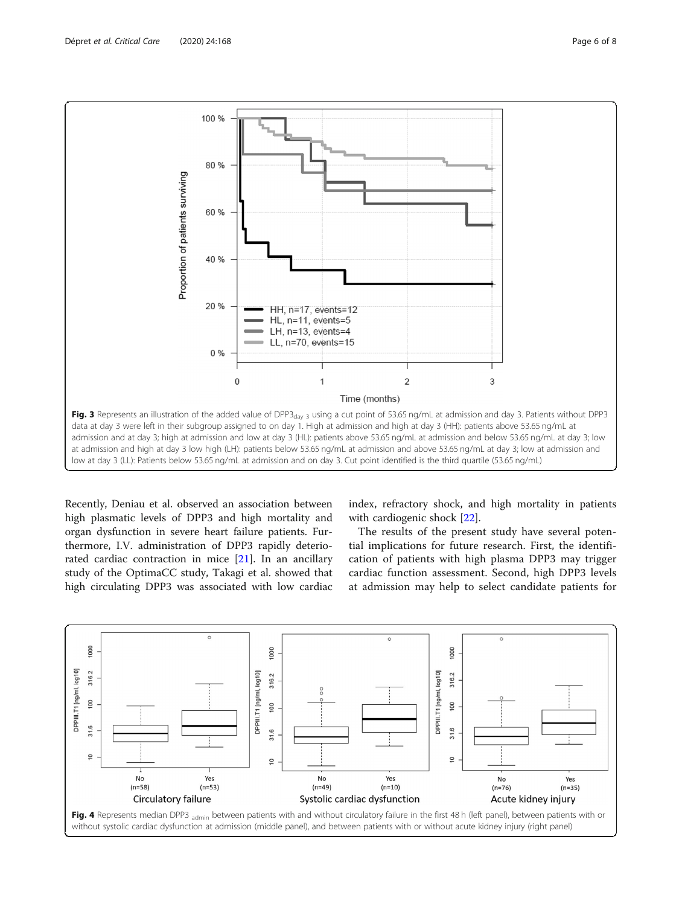**Fig. 3** Represents an illustration of the added value of $DPP3_{day\ 3}$ using a cut point of 53.65 ng/mL at admission and day 3. Patients without DPP3 data at day 3 were left in their subgroup assigned to on day 1. High at admission and high at day 3 (HH): patients above 53.65 ng/mL at admission and at day 3; high at admission and low at day 3 (HL): patients above 53.65 ng/mL at admission and below 53.65 ng/mL at day 3; low at admission and high at day 3 low high (LH): patients below 53.65 ng/mL at admission and above 53.65 ng/mL at day 3; low at admission and low at day 3 (LL): Patients below 53.65 ng/mL at admission and on day 3. Cut point identified is the third quartile (53.65 ng/mL)

Recently, Deniau et al. observed an association between high plasmatic levels of DPP3 and high mortality and organ dysfunction in severe heart failure patients. Furthermore, I.V. administration of DPP3 rapidly deteriorated cardiac contraction in mice [21]. In an ancillary study of the OptimaCC study, Takagi et al. showed that high circulating DPP3 was associated with low cardiac index, refractory shock, and high mortality in patients with cardiogenic shock [22].

The results of the present study have several potential implications for future research. First, the identification of patients with high plasma DPP3 may trigger cardiac function assessment. Second, high DPP3 levels at admission may help to select candidate patients for

**Fig. 4** Represents median $DPP3_{admin}$ between patients with and without circulatory failure in the first 48 h (left panel), between patients with or without systolic cardiac dysfunction at admission (middle panel), and between patients with or without acute kidney injury (right panel)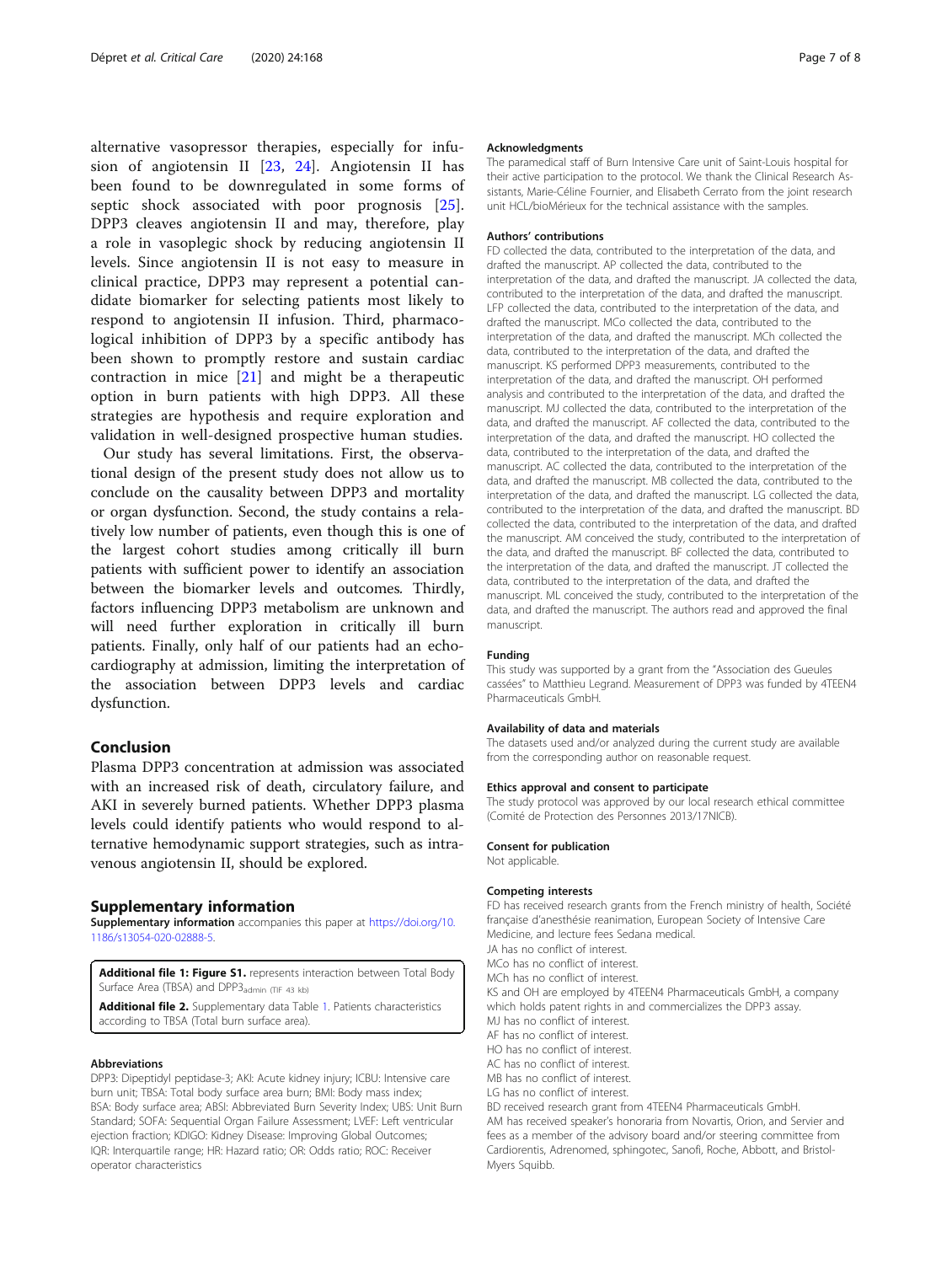alternative vasopressor therapies, especially for infusion of angiotensin II [23, 24]. Angiotensin II has been found to be downregulated in some forms of septic shock associated with poor prognosis [25]. DPP3 cleaves angiotensin II and may, therefore, play a role in vasoplegic shock by reducing angiotensin II levels. Since angiotensin II is not easy to measure in clinical practice, DPP3 may represent a potential candidate biomarker for selecting patients most likely to respond to angiotensin II infusion. Third, pharmacological inhibition of DPP3 by a specific antibody has been shown to promptly restore and sustain cardiac contraction in mice [21] and might be a therapeutic option in burn patients with high DPP3. All these strategies are hypothesis and require exploration and validation in well-designed prospective human studies.

Our study has several limitations. First, the observational design of the present study does not allow us to conclude on the causality between DPP3 and mortality or organ dysfunction. Second, the study contains a relatively low number of patients, even though this is one of the largest cohort studies among critically ill burn patients with sufficient power to identify an association between the biomarker levels and outcomes. Thirdly, factors influencing DPP3 metabolism are unknown and will need further exploration in critically ill burn patients. Finally, only half of our patients had an echocardiography at admission, limiting the interpretation of the association between DPP3 levels and cardiac dysfunction.

## Conclusion

Plasma DPP3 concentration at admission was associated with an increased risk of death, circulatory failure, and AKI in severely burned patients. Whether DPP3 plasma levels could identify patients who would respond to alternative hemodynamic support strategies, such as intravenous angiotensin II, should be explored.

## Supplementary information

**Supplementary information** accompanies this paper at https://doi.org/10.1186/s13054-020-02888-5.

**Additional file 1: Figure S1.** represents interaction between Total Body Surface Area (TBSA) and $DPP3_{admin}$ (TIF 43 kb)

**Additional file 2.** Supplementary data Table 1. Patients characteristics according to TBSA (Total burn surface area).

### Abbreviations

DPP3: Dipeptidyl peptidase-3; AKI: Acute kidney injury; ICBU: Intensive care burn unit; TBSA: Total body surface area burn; BMI: Body mass index; BSA: Body surface area; ABSI: Abbreviated Burn Severity Index; UBS: Unit Burn Standard; SOFA: Sequential Organ Failure Assessment; LVEF: Left ventricular ejection fraction; KDIGO: Kidney Disease: Improving Global Outcomes; IQR: Interquartile range; HR: Hazard ratio; OR: Odds ratio; ROC: Receiver operator characteristics

### Acknowledgments

The paramedical staff of Burn Intensive Care unit of Saint-Louis hospital for their active participation to the protocol. We thank the Clinical Research Assistants, Marie-Céline Fournier, and Elisabeth Cerrato from the joint research unit HCL/bioMérieux for the technical assistance with the samples.

### Authors' contributions

FD collected the data, contributed to the interpretation of the data, and drafted the manuscript. AP collected the data, contributed to the interpretation of the data, and drafted the manuscript. JA collected the data, contributed to the interpretation of the data, and drafted the manuscript. LFP collected the data, contributed to the interpretation of the data, and drafted the manuscript. MCo collected the data, contributed to the interpretation of the data, and drafted the manuscript. MCh collected the data, contributed to the interpretation of the data, and drafted the manuscript. KS performed DPP3 measurements, contributed to the interpretation of the data, and drafted the manuscript. OH performed analysis and contributed to the interpretation of the data, and drafted the manuscript. MJ collected the data, contributed to the interpretation of the data, and drafted the manuscript. AF collected the data, contributed to the interpretation of the data, and drafted the manuscript. HO collected the data, contributed to the interpretation of the data, and drafted the manuscript. AC collected the data, contributed to the interpretation of the data, and drafted the manuscript. MB collected the data, contributed to the interpretation of the data, and drafted the manuscript. LG collected the data, contributed to the interpretation of the data, and drafted the manuscript. BD collected the data, contributed to the interpretation of the data, and drafted the manuscript. AM conceived the study, contributed to the interpretation of the data, and drafted the manuscript. BF collected the data, contributed to the interpretation of the data, and drafted the manuscript. JT collected the data, contributed to the interpretation of the data, and drafted the manuscript. ML conceived the study, contributed to the interpretation of the data, and drafted the manuscript. The authors read and approved the final manuscript.

### Funding

This study was supported by a grant from the "Association des Gueules cassées" to Matthieu Legrand. Measurement of DPP3 was funded by 4TEEN4 Pharmaceuticals GmbH.

### Availability of data and materials

The datasets used and/or analyzed during the current study are available from the corresponding author on reasonable request.

### Ethics approval and consent to participate

The study protocol was approved by our local research ethical committee (Comité de Protection des Personnes 2013/17NICB).

### Consent for publication

Not applicable.

### Competing interests

FD has received research grants from the French ministry of health, Société française d'anesthésie reanimation, European Society of Intensive Care Medicine, and lecture fees Sedana medical.
JA has no conflict of interest.
MCo has no conflict of interest.
MCh has no conflict of interest.
KS and OH are employed by 4TEEN4 Pharmaceuticals GmbH, a company which holds patent rights in and commercializes the DPP3 assay.
MJ has no conflict of interest.
AF has no conflict of interest.
HO has no conflict of interest.
AC has no conflict of interest.
MB has no conflict of interest.
LG has no conflict of interest.
BD received research grant from 4TEEN4 Pharmaceuticals GmbH.
AM has received speaker's honoraria from Novartis, Orion, and Servier and fees as a member of the advisory board and/or steering committee from Cardiorentis, Adrenomed, sphingotec, Sanofi, Roche, Abbott, and Bristol-Myers Squibb.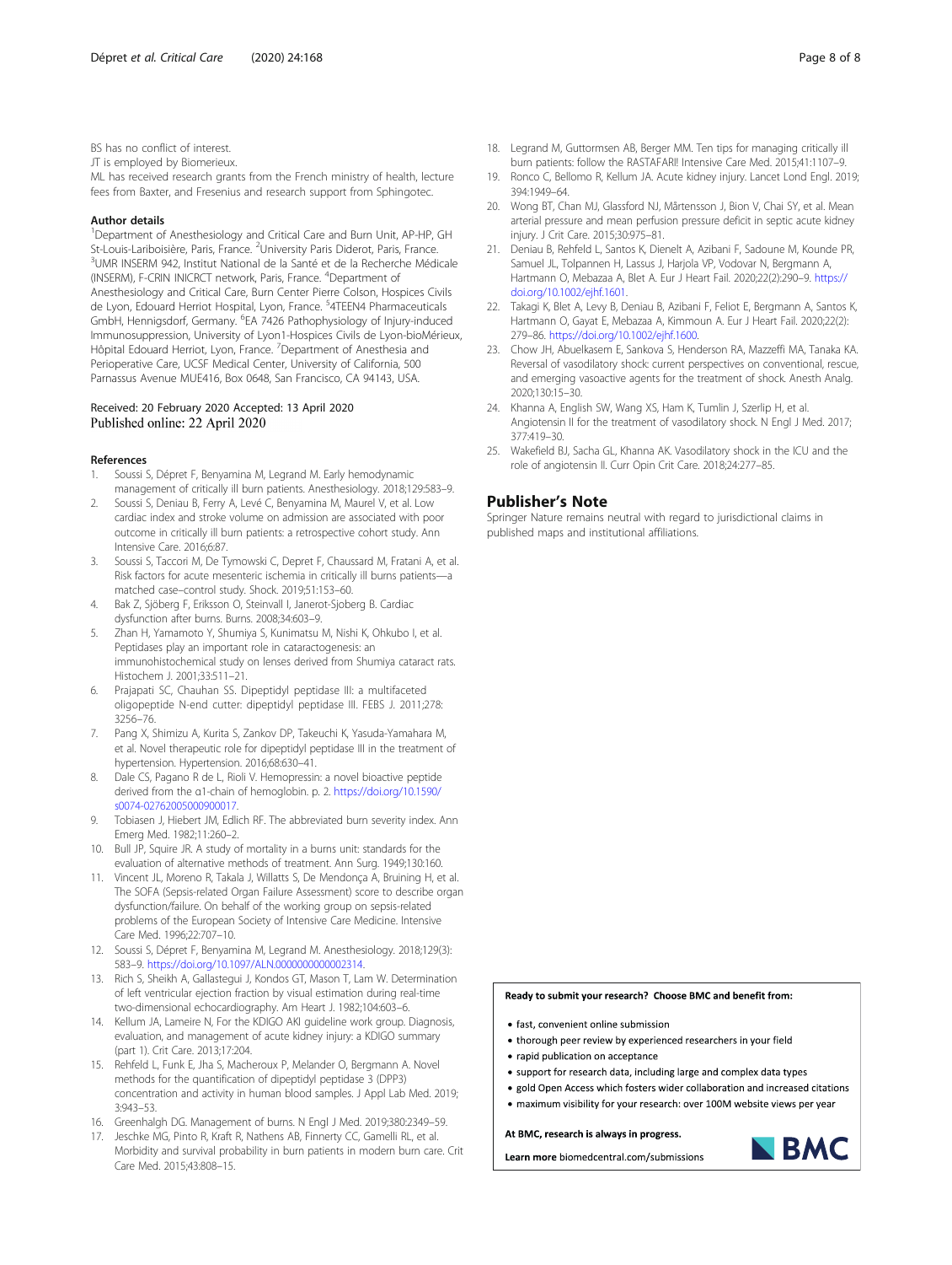BS has no conflict of interest.

JT is employed by Biomerieux.

ML has received research grants from the French ministry of health, lecture fees from Baxter, and Fresenius and research support from Sphingotec.

### Author details

[1]Department of Anesthesiology and Critical Care and Burn Unit, AP-HP, GH St-Louis-Lariboisière, Paris, France. [2]University Paris Diderot, Paris, France. [3]UMR INSERM 942, Institut National de la Santé et de la Recherche Médicale (INSERM), F-CRIN INICRCT network, Paris, France. [4]Department of Anesthesiology and Critical Care, Burn Center Pierre Colson, Hospices Civils de Lyon, Edouard Herriot Hospital, Lyon, France. [5]4TEEN4 Pharmaceuticals GmbH, Hennigsdorf, Germany. [6]EA 7426 Pathophysiology of Injury-induced Immunosuppression, University of Lyon1-Hospices Civils de Lyon-bioMérieux, Hôpital Edouard Herriot, Lyon, France. [7]Department of Anesthesia and Perioperative Care, UCSF Medical Center, University of California, 500 Parnassus Avenue MUE416, Box 0648, San Francisco, CA 94143, USA.

Received: 20 February 2020 Accepted: 13 April 2020
Published online: 22 April 2020

### References

1. Soussi S, Dépret F, Benyamina M, Legrand M. Early hemodynamic management of critically ill burn patients. Anesthesiology. 2018;129:583–9.
2. Soussi S, Deniau B, Ferry A, Levé C, Benyamina M, Maurel V, et al. Low cardiac index and stroke volume on admission are associated with poor outcome in critically ill burn patients: a retrospective cohort study. Ann Intensive Care. 2016;6:87.
3. Soussi S, Taccori M, De Tymowski C, Depret F, Chaussard M, Fratani A, et al. Risk factors for acute mesenteric ischemia in critically ill burns patients—a matched case–control study. Shock. 2019;51:153–60.
4. Bak Z, Sjöberg F, Eriksson O, Steinvall I, Janerot-Sjoberg B. Cardiac dysfunction after burns. Burns. 2008;34:603–9.
5. Zhan H, Yamamoto Y, Shumiya S, Kunimatsu M, Nishi K, Ohkubo I, et al. Peptidases play an important role in cataractogenesis: an immunohistochemical study on lenses derived from Shumiya cataract rats. Histochem J. 2001;33:511–21.
6. Prajapati SC, Chauhan SS. Dipeptidyl peptidase III: a multifaceted oligopeptide N-end cutter: dipeptidyl peptidase III. FEBS J. 2011;278:3256–76.
7. Pang X, Shimizu A, Kurita S, Zankov DP, Takeuchi K, Yasuda-Yamahara M, et al. Novel therapeutic role for dipeptidyl peptidase III in the treatment of hypertension. Hypertension. 2016;68:630–41.
8. Dale CS, Pagano R de L, Rioli V. Hemopressin: a novel bioactive peptide derived from the α1-chain of hemoglobin. p. 2. https://doi.org/10.1590/s0074-02762005000900017.
9. Tobiasen J, Hiebert JM, Edlich RF. The abbreviated burn severity index. Ann Emerg Med. 1982;11:260–2.
10. Bull JP, Squire JR. A study of mortality in a burns unit: standards for the evaluation of alternative methods of treatment. Ann Surg. 1949;130:160.
11. Vincent JL, Moreno R, Takala J, Willatts S, De Mendonça A, Bruining H, et al. The SOFA (Sepsis-related Organ Failure Assessment) score to describe organ dysfunction/failure. On behalf of the working group on sepsis-related problems of the European Society of Intensive Care Medicine. Intensive Care Med. 1996;22:707–10.
12. Soussi S, Dépret F, Benyamina M, Legrand M. Anesthesiology. 2018;129(3):583–9. https://doi.org/10.1097/ALN.0000000000002314.
13. Rich S, Sheikh A, Gallastegui J, Kondos GT, Mason T, Lam W. Determination of left ventricular ejection fraction by visual estimation during real-time two-dimensional echocardiography. Am Heart J. 1982;104:603–6.
14. Kellum JA, Lameire N, For the KDIGO AKI guideline work group. Diagnosis, evaluation, and management of acute kidney injury: a KDIGO summary (part 1). Crit Care. 2013;17:204.
15. Rehfeld L, Funk E, Jha S, Macheroux P, Melander O, Bergmann A. Novel methods for the quantification of dipeptidyl peptidase 3 (DPP3) concentration and activity in human blood samples. J Appl Lab Med. 2019;3:943–53.
16. Greenhalgh DG. Management of burns. N Engl J Med. 2019;380:2349–59.
17. Jeschke MG, Pinto R, Kraft R, Nathens AB, Finnerty CC, Gamelli RL, et al. Morbidity and survival probability in burn patients in modern burn care. Crit Care Med. 2015;43:808–15.
18. Legrand M, Guttormsen AB, Berger MM. Ten tips for managing critically ill burn patients: follow the RASTAFARI! Intensive Care Med. 2015;41:1107–9.
19. Ronco C, Bellomo R, Kellum JA. Acute kidney injury. Lancet Lond Engl. 2019;394:1949–64.
20. Wong BT, Chan MJ, Glassford NJ, Mårtensson J, Bion V, Chai SY, et al. Mean arterial pressure and mean perfusion pressure deficit in septic acute kidney injury. J Crit Care. 2015;30:975–81.
21. Deniau B, Rehfeld L, Santos K, Dienelt A, Azibani F, Sadoune M, Kounde PR, Samuel JL, Tolpannen H, Lassus J, Harjola VP, Vodovar N, Bergmann A, Hartmann O, Mebazaa A, Blet A. Eur J Heart Fail. 2020;22(2):290–9. https://doi.org/10.1002/ejhf.1601.
22. Takagi K, Blet A, Levy B, Deniau B, Azibani F, Feliot E, Bergmann A, Santos K, Hartmann O, Gayat E, Mebazaa A, Kimmoun A. Eur J Heart Fail. 2020;22(2):279–86. https://doi.org/10.1002/ejhf.1600.
23. Chow JH, Abuelkasem E, Sankova S, Henderson RA, Mazzeffi MA, Tanaka KA. Reversal of vasodilatory shock: current perspectives on conventional, rescue, and emerging vasoactive agents for the treatment of shock. Anesth Analg. 2020;130:15–30.
24. Khanna A, English SW, Wang XS, Ham K, Tumlin J, Szerlip H, et al. Angiotensin II for the treatment of vasodilatory shock. N Engl J Med. 2017;377:419–30.
25. Wakefield BJ, Sacha GL, Khanna AK. Vasodilatory shock in the ICU and the role of angiotensin II. Curr Opin Crit Care. 2018;24:277–85.

## Publisher's Note

Springer Nature remains neutral with regard to jurisdictional claims in published maps and institutional affiliations.

**Ready to submit your research? Choose BMC and benefit from:**

- fast, convenient online submission
- thorough peer review by experienced researchers in your field
- rapid publication on acceptance
- support for research data, including large and complex data types
- gold Open Access which fosters wider collaboration and increased citations
- maximum visibility for your research: over 100M website views per year

**At BMC, research is always in progress.**

**Learn more** biomedcentral.com/submissions

BMC